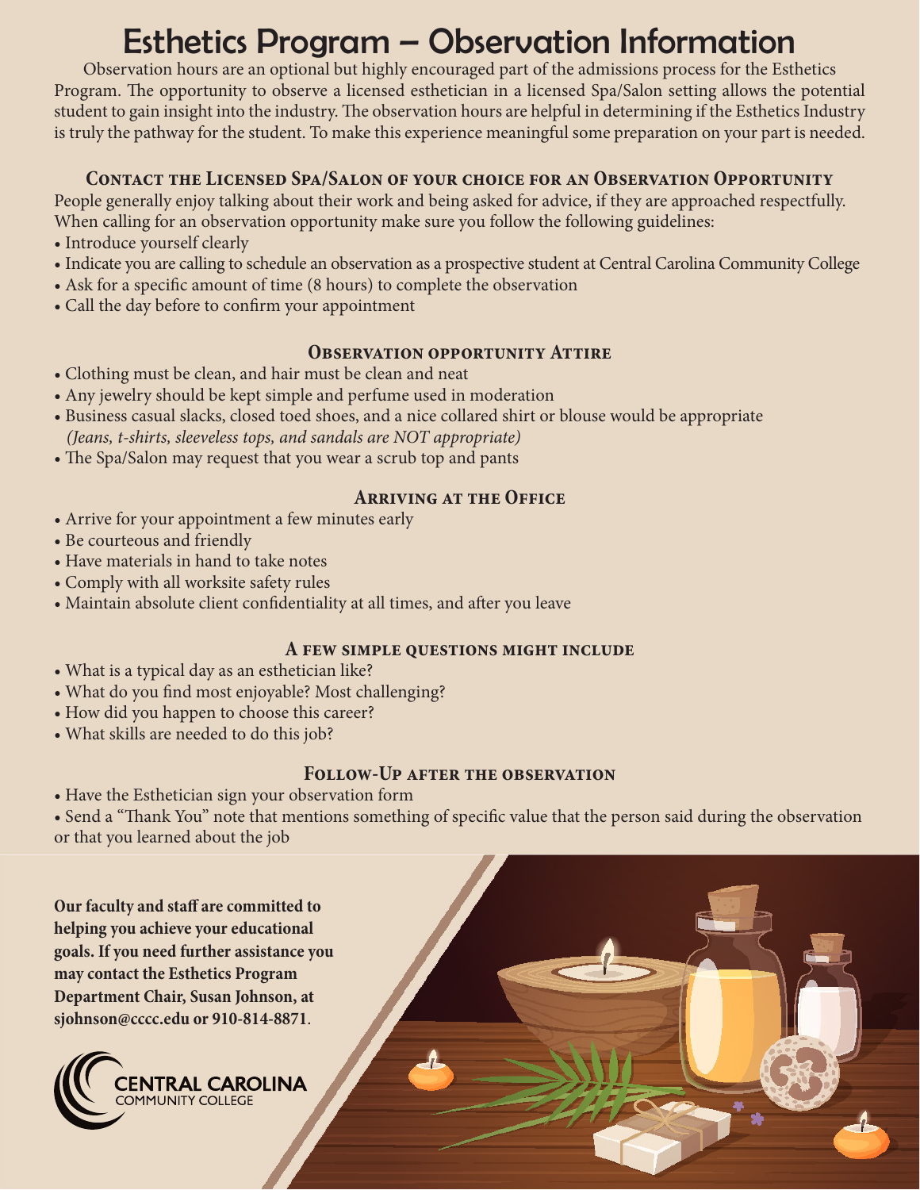# Esthetics Program – Observation Information

Observation hours are an optional but highly encouraged part of the admissions process for the Esthetics Program. The opportunity to observe a licensed esthetician in a licensed Spa/Salon setting allows the potential student to gain insight into the industry. The observation hours are helpful in determining if the Esthetics Industry is truly the pathway for the student. To make this experience meaningful some preparation on your part is needed.

## Contact the Licensed Spa/Salon of your choice for an Observation Opportunity

People generally enjoy talking about their work and being asked for advice, if they are approached respectfully. When calling for an observation opportunity make sure you follow the following guidelines:

- Introduce yourself clearly
- Indicate you are calling to schedule an observation as a prospective student at Central Carolina Community College
- Ask for a specific amount of time (8 hours) to complete the observation
- Call the day before to confirm your appointment

## Observation opportunity Attire

- Clothing must be clean, and hair must be clean and neat
- Any jewelry should be kept simple and perfume used in moderation
- Business casual slacks, closed toed shoes, and a nice collared shirt or blouse would be appropriate *(Jeans, t-shirts, sleeveless tops, and sandals are NOT appropriate)*
- The Spa/Salon may request that you wear a scrub top and pants

## Arriving at the Office

- Arrive for your appointment a few minutes early
- Be courteous and friendly
- Have materials in hand to take notes
- Comply with all worksite safety rules
- Maintain absolute client confidentiality at all times, and after you leave

## A few simple questions might include

- What is a typical day as an esthetician like?
- What do you find most enjoyable? Most challenging?
- How did you happen to choose this career?
- What skills are needed to do this job?

## Follow-Up after the observation

- Have the Esthetician sign your observation form
- Send a "Thank You" note that mentions something of specific value that the person said during the observation or that you learned about the job

**Our faculty and staff are committed to helping you achieve your educational goals. If you need further assistance you may contact the Esthetics Program Department Chair, Susan Johnson, at sjohnson@cccc.edu or 910-814-8871.**

CENTRAL CAROLINA COMMUNITY COLLEGE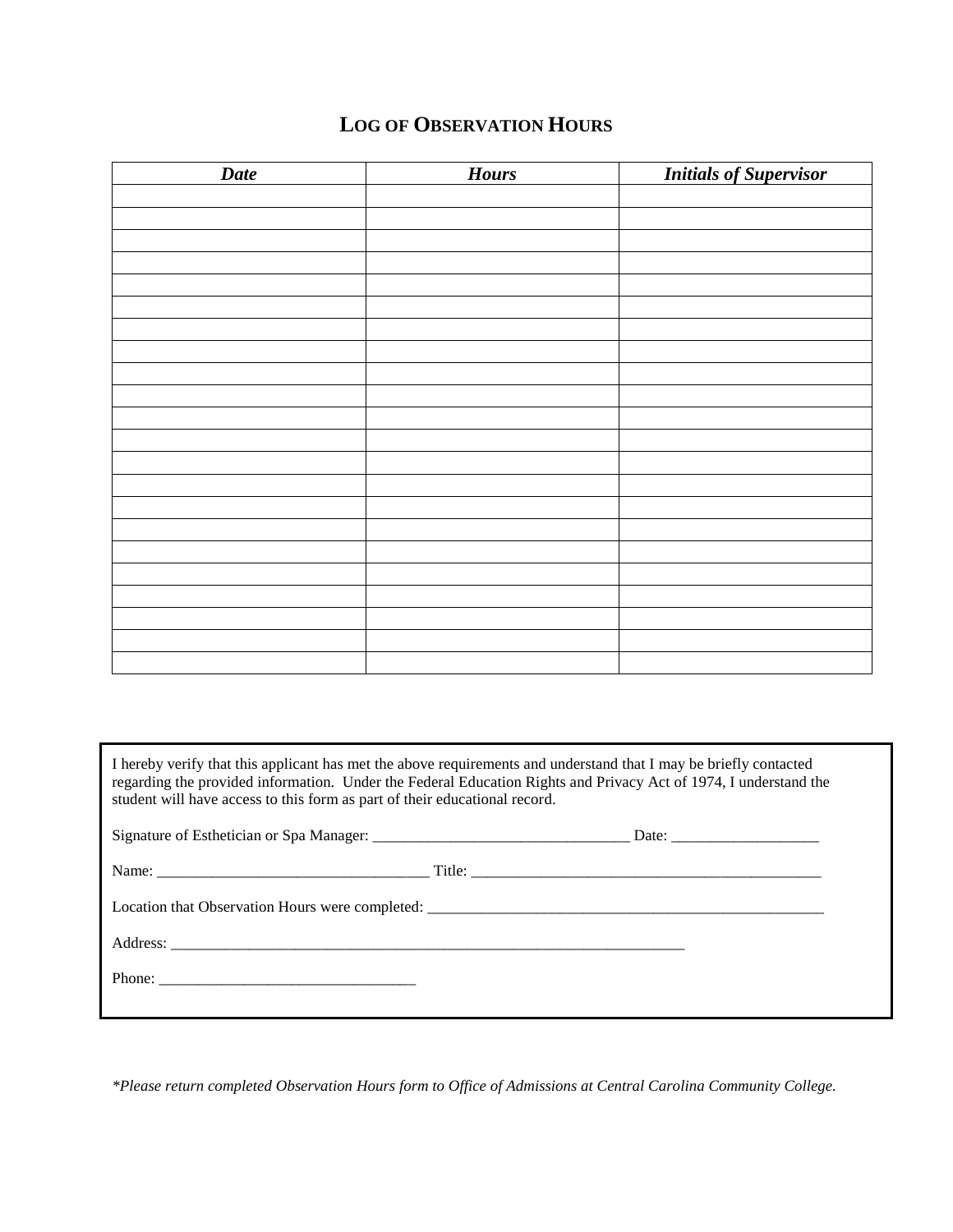# LOG OF OBSERVATION HOURS

| ***Date*** | ***Hours*** | ***Initials of Supervisor*** |
|---|---|---|
| | | |
| | | |
| | | |
| | | |
| | | |
| | | |
| | | |
| | | |
| | | |
| | | |
| | | |
| | | |
| | | |
| | | |
| | | |
| | | |
| | | |
| | | |
| | | |
| | | |
| | | |
| | | |

I hereby verify that this applicant has met the above requirements and understand that I may be briefly contacted regarding the provided information. Under the Federal Education Rights and Privacy Act of 1974, I understand the student will have access to this form as part of their educational record.

Signature of Esthetician or Spa Manager: _________________________________ Date: ___________________

Name: ___________________________________ Title: _______________________________________________

Location that Observation Hours were completed: ______________________________________________________

Address: ____________________________________________________________________

Phone: _________________________________

*\*Please return completed Observation Hours form to Office of Admissions at Central Carolina Community College.*